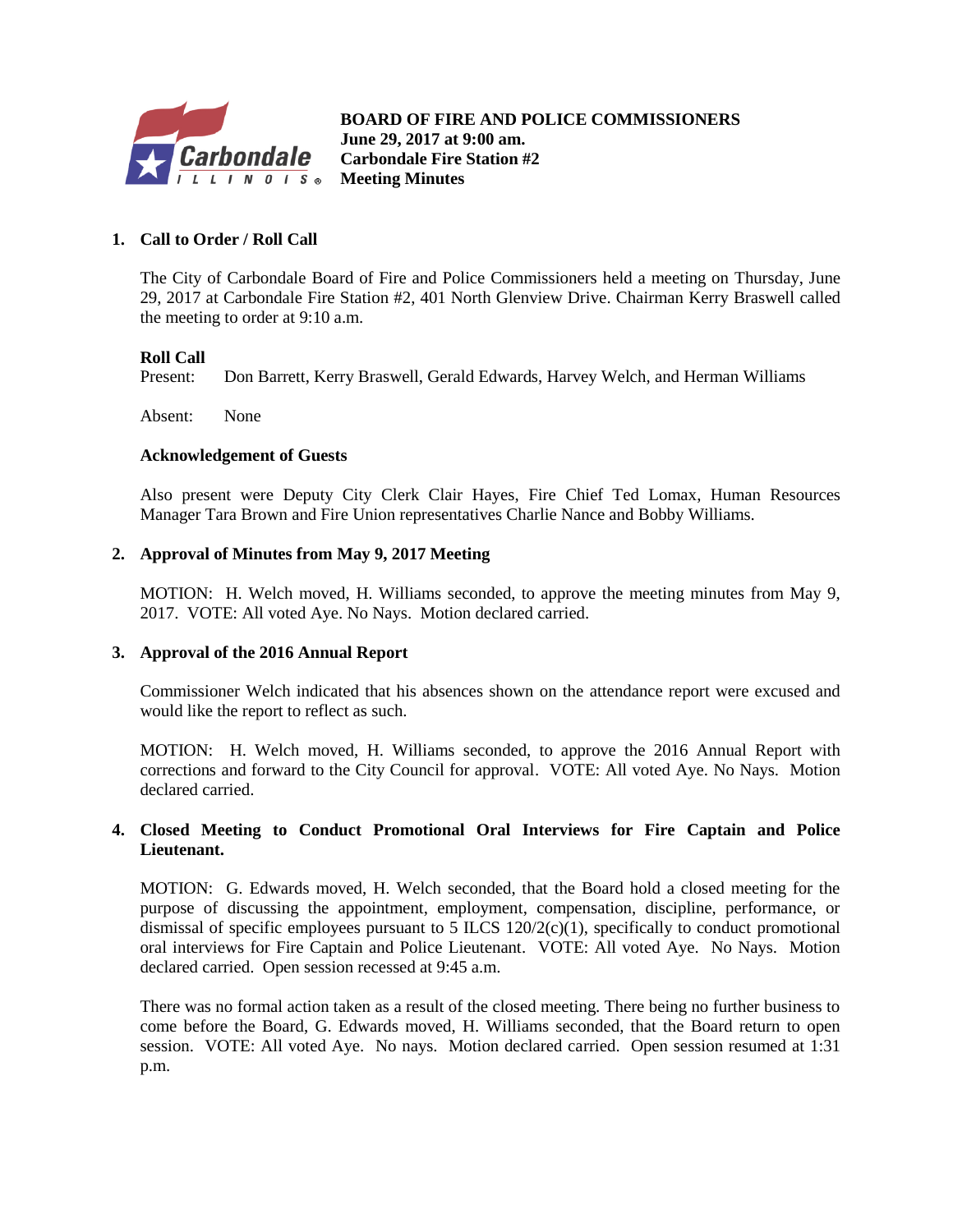# BOARD OF FIRE AND POLICE COMMISSIONERS
**June 29, 2017 at 9:00 am.**
**Carbondale Fire Station #2**
**Meeting Minutes**

## 1. Call to Order / Roll Call

The City of Carbondale Board of Fire and Police Commissioners held a meeting on Thursday, June 29, 2017 at Carbondale Fire Station #2, 401 North Glenview Drive. Chairman Kerry Braswell called the meeting to order at 9:10 a.m.

**Roll Call**

Present: Don Barrett, Kerry Braswell, Gerald Edwards, Harvey Welch, and Herman Williams

Absent: None

**Acknowledgement of Guests**

Also present were Deputy City Clerk Clair Hayes, Fire Chief Ted Lomax, Human Resources Manager Tara Brown and Fire Union representatives Charlie Nance and Bobby Williams.

## 2. Approval of Minutes from May 9, 2017 Meeting

MOTION: H. Welch moved, H. Williams seconded, to approve the meeting minutes from May 9, 2017. VOTE: All voted Aye. No Nays. Motion declared carried.

## 3. Approval of the 2016 Annual Report

Commissioner Welch indicated that his absences shown on the attendance report were excused and would like the report to reflect as such.

MOTION: H. Welch moved, H. Williams seconded, to approve the 2016 Annual Report with corrections and forward to the City Council for approval. VOTE: All voted Aye. No Nays. Motion declared carried.

## 4. Closed Meeting to Conduct Promotional Oral Interviews for Fire Captain and Police Lieutenant.

MOTION: G. Edwards moved, H. Welch seconded, that the Board hold a closed meeting for the purpose of discussing the appointment, employment, compensation, discipline, performance, or dismissal of specific employees pursuant to 5 ILCS 120/2(c)(1), specifically to conduct promotional oral interviews for Fire Captain and Police Lieutenant. VOTE: All voted Aye. No Nays. Motion declared carried. Open session recessed at 9:45 a.m.

There was no formal action taken as a result of the closed meeting. There being no further business to come before the Board, G. Edwards moved, H. Williams seconded, that the Board return to open session. VOTE: All voted Aye. No nays. Motion declared carried. Open session resumed at 1:31 p.m.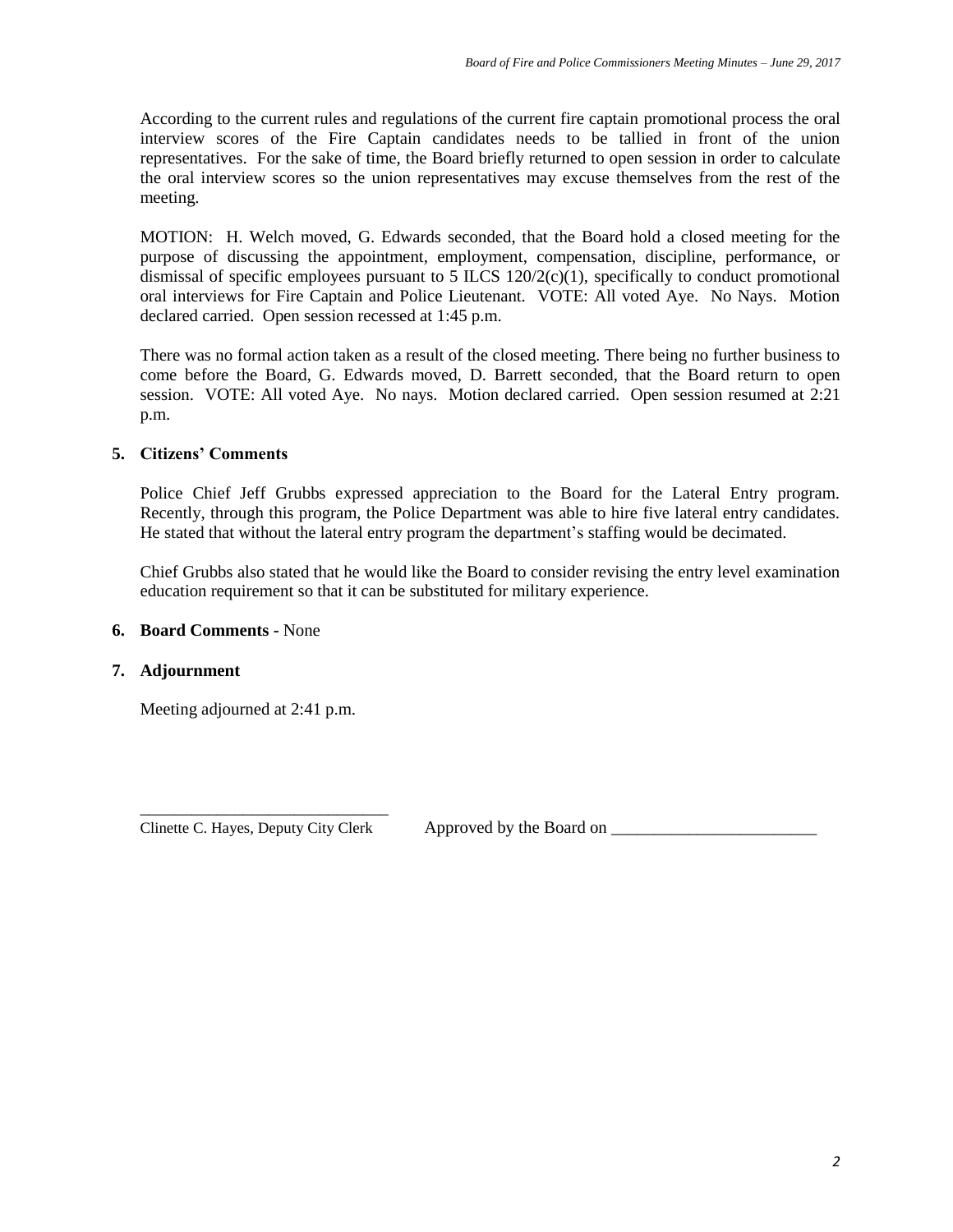According to the current rules and regulations of the current fire captain promotional process the oral interview scores of the Fire Captain candidates needs to be tallied in front of the union representatives. For the sake of time, the Board briefly returned to open session in order to calculate the oral interview scores so the union representatives may excuse themselves from the rest of the meeting.

MOTION: H. Welch moved, G. Edwards seconded, that the Board hold a closed meeting for the purpose of discussing the appointment, employment, compensation, discipline, performance, or dismissal of specific employees pursuant to 5 ILCS 120/2(c)(1), specifically to conduct promotional oral interviews for Fire Captain and Police Lieutenant. VOTE: All voted Aye. No Nays. Motion declared carried. Open session recessed at 1:45 p.m.

There was no formal action taken as a result of the closed meeting. There being no further business to come before the Board, G. Edwards moved, D. Barrett seconded, that the Board return to open session. VOTE: All voted Aye. No nays. Motion declared carried. Open session resumed at 2:21 p.m.

## 5. Citizens' Comments

Police Chief Jeff Grubbs expressed appreciation to the Board for the Lateral Entry program. Recently, through this program, the Police Department was able to hire five lateral entry candidates. He stated that without the lateral entry program the department's staffing would be decimated.

Chief Grubbs also stated that he would like the Board to consider revising the entry level examination education requirement so that it can be substituted for military experience.

## 6. Board Comments - None

## 7. Adjournment

Meeting adjourned at 2:41 p.m.

_____________________________

Clinette C. Hayes, Deputy City Clerk     Approved by the Board on ________________________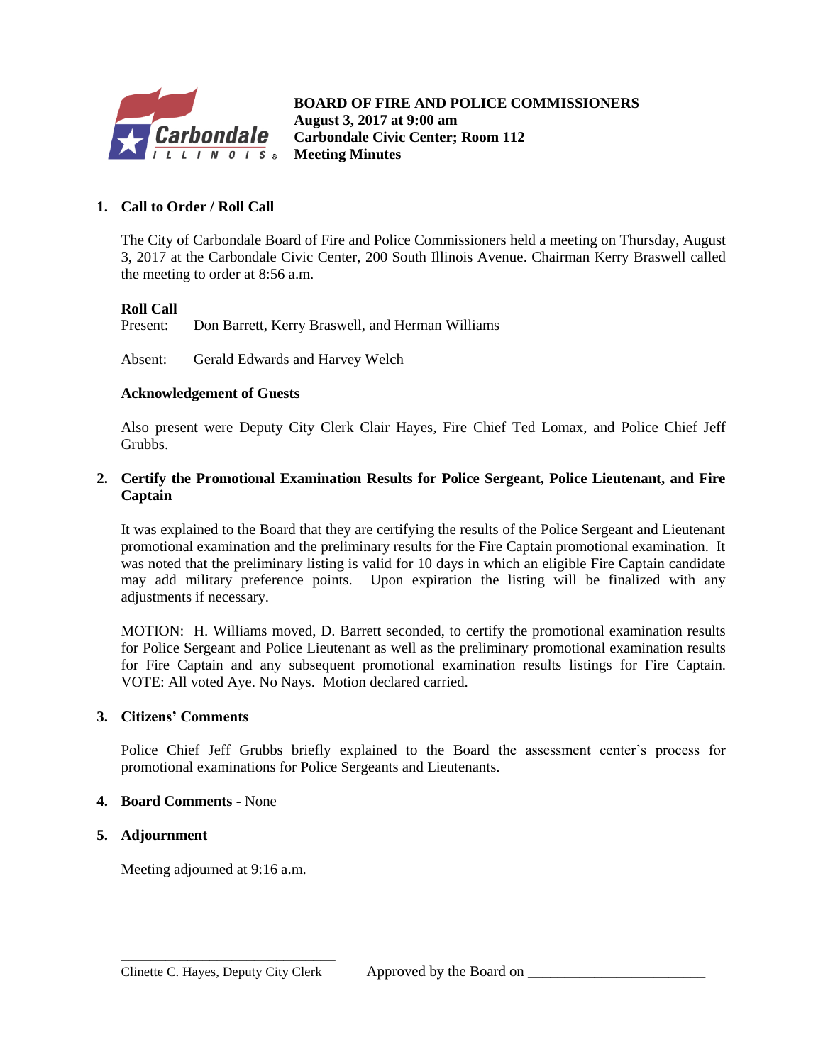**BOARD OF FIRE AND POLICE COMMISSIONERS**
**August 3, 2017 at 9:00 am**
**Carbondale Civic Center; Room 112**
**Meeting Minutes**

## 1. Call to Order / Roll Call

The City of Carbondale Board of Fire and Police Commissioners held a meeting on Thursday, August 3, 2017 at the Carbondale Civic Center, 200 South Illinois Avenue. Chairman Kerry Braswell called the meeting to order at 8:56 a.m.

**Roll Call**

Present: Don Barrett, Kerry Braswell, and Herman Williams

Absent: Gerald Edwards and Harvey Welch

**Acknowledgement of Guests**

Also present were Deputy City Clerk Clair Hayes, Fire Chief Ted Lomax, and Police Chief Jeff Grubbs.

## 2. Certify the Promotional Examination Results for Police Sergeant, Police Lieutenant, and Fire Captain

It was explained to the Board that they are certifying the results of the Police Sergeant and Lieutenant promotional examination and the preliminary results for the Fire Captain promotional examination. It was noted that the preliminary listing is valid for 10 days in which an eligible Fire Captain candidate may add military preference points. Upon expiration the listing will be finalized with any adjustments if necessary.

MOTION: H. Williams moved, D. Barrett seconded, to certify the promotional examination results for Police Sergeant and Police Lieutenant as well as the preliminary promotional examination results for Fire Captain and any subsequent promotional examination results listings for Fire Captain. VOTE: All voted Aye. No Nays. Motion declared carried.

## 3. Citizens' Comments

Police Chief Jeff Grubbs briefly explained to the Board the assessment center's process for promotional examinations for Police Sergeants and Lieutenants.

## 4. Board Comments - None

## 5. Adjournment

Meeting adjourned at 9:16 a.m.

\_\_\_\_\_\_\_\_\_\_\_\_\_\_\_\_\_\_\_\_\_\_\_\_\_\_\_\_\_\_
Clinette C. Hayes, Deputy City Clerk

Approved by the Board on \_\_\_\_\_\_\_\_\_\_\_\_\_\_\_\_\_\_\_\_\_\_\_\_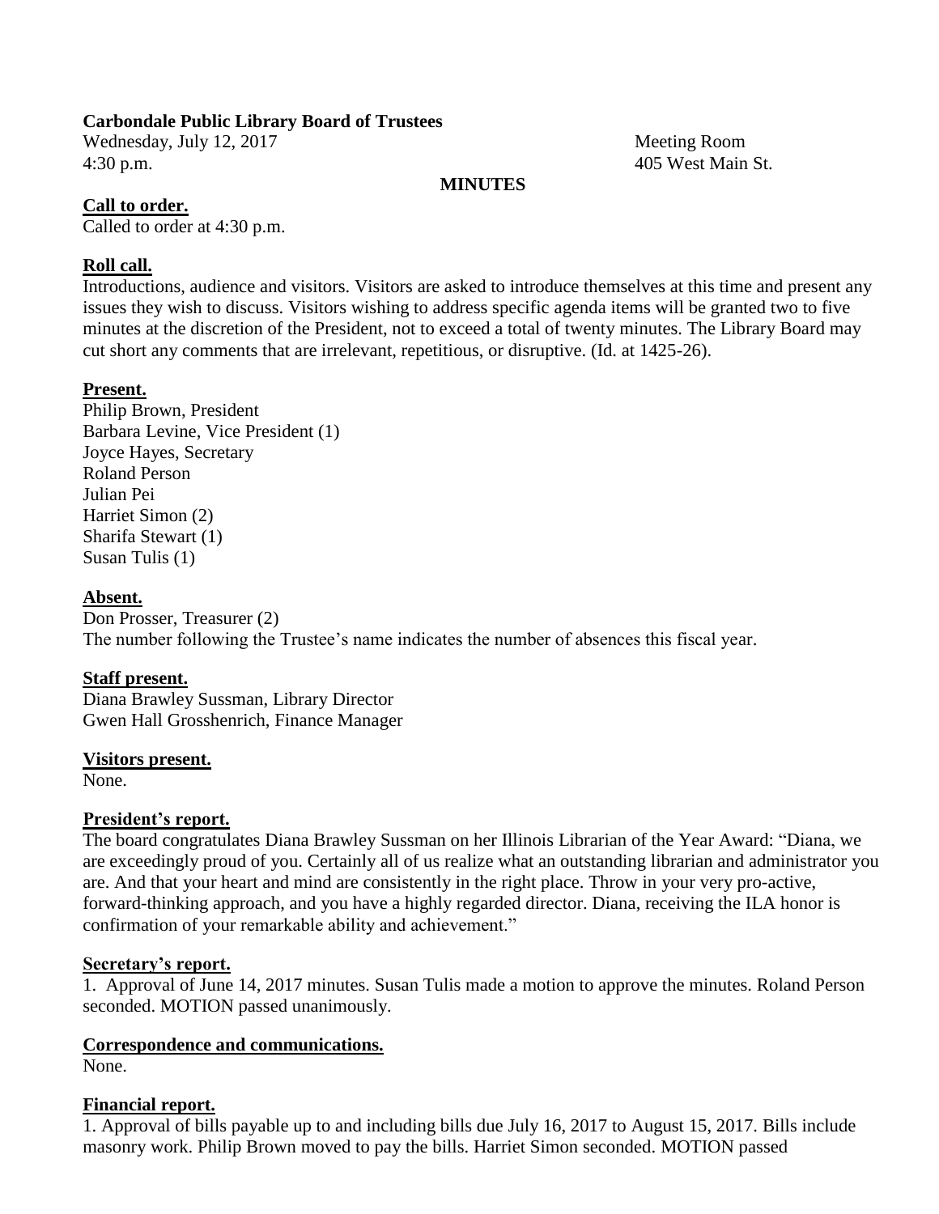**Carbondale Public Library Board of Trustees**

Wednesday, July 12, 2017
4:30 p.m.

Meeting Room
405 West Main St.

**MINUTES**

**Call to order.**

Called to order at 4:30 p.m.

**Roll call.**

Introductions, audience and visitors. Visitors are asked to introduce themselves at this time and present any issues they wish to discuss. Visitors wishing to address specific agenda items will be granted two to five minutes at the discretion of the President, not to exceed a total of twenty minutes. The Library Board may cut short any comments that are irrelevant, repetitious, or disruptive. (Id. at 1425-26).

**Present.**

Philip Brown, President
Barbara Levine, Vice President (1)
Joyce Hayes, Secretary
Roland Person
Julian Pei
Harriet Simon (2)
Sharifa Stewart (1)
Susan Tulis (1)

**Absent.**

Don Prosser, Treasurer (2)
The number following the Trustee's name indicates the number of absences this fiscal year.

**Staff present.**

Diana Brawley Sussman, Library Director
Gwen Hall Grosshenrich, Finance Manager

**Visitors present.**

None.

**President's report.**

The board congratulates Diana Brawley Sussman on her Illinois Librarian of the Year Award: "Diana, we are exceedingly proud of you. Certainly all of us realize what an outstanding librarian and administrator you are. And that your heart and mind are consistently in the right place. Throw in your very pro-active, forward-thinking approach, and you have a highly regarded director. Diana, receiving the ILA honor is confirmation of your remarkable ability and achievement."

**Secretary's report.**

1. Approval of June 14, 2017 minutes. Susan Tulis made a motion to approve the minutes. Roland Person seconded. MOTION passed unanimously.

**Correspondence and communications.**

None.

**Financial report.**

1. Approval of bills payable up to and including bills due July 16, 2017 to August 15, 2017. Bills include masonry work. Philip Brown moved to pay the bills. Harriet Simon seconded. MOTION passed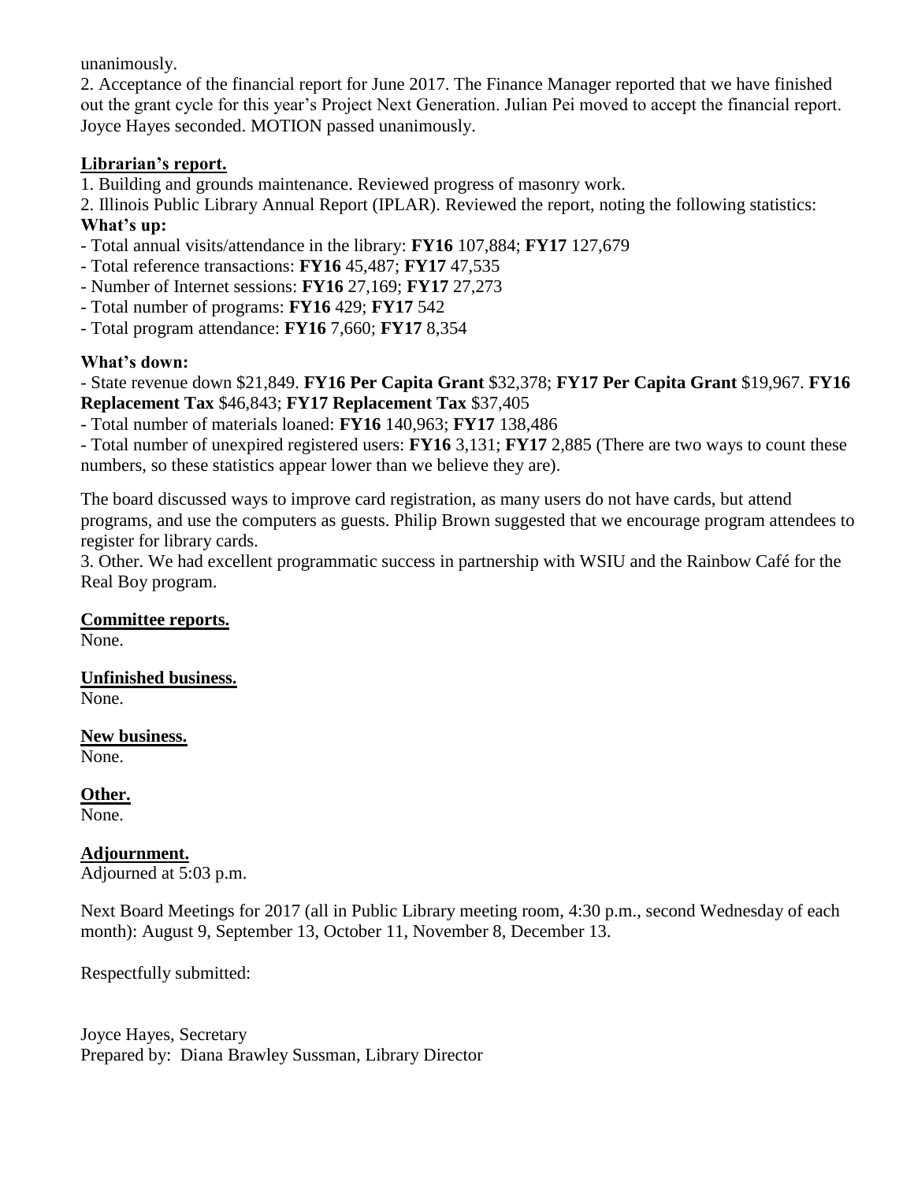unanimously.

2. Acceptance of the financial report for June 2017. The Finance Manager reported that we have finished out the grant cycle for this year's Project Next Generation. Julian Pei moved to accept the financial report. Joyce Hayes seconded. MOTION passed unanimously.

**Librarian's report.**

1. Building and grounds maintenance. Reviewed progress of masonry work.
2. Illinois Public Library Annual Report (IPLAR). Reviewed the report, noting the following statistics:

**What's up:**

- Total annual visits/attendance in the library: **FY16** 107,884; **FY17** 127,679
- Total reference transactions: **FY16** 45,487; **FY17** 47,535
- Number of Internet sessions: **FY16** 27,169; **FY17** 27,273
- Total number of programs: **FY16** 429; **FY17** 542
- Total program attendance: **FY16** 7,660; **FY17** 8,354

**What's down:**

- State revenue down $21,849. **FY16 Per Capita Grant** $32,378; **FY17 Per Capita Grant** $19,967. **FY16 Replacement Tax** $46,843; **FY17 Replacement Tax** $37,405
- Total number of materials loaned: **FY16** 140,963; **FY17** 138,486
- Total number of unexpired registered users: **FY16** 3,131; **FY17** 2,885 (There are two ways to count these numbers, so these statistics appear lower than we believe they are).

The board discussed ways to improve card registration, as many users do not have cards, but attend programs, and use the computers as guests. Philip Brown suggested that we encourage program attendees to register for library cards.

3. Other. We had excellent programmatic success in partnership with WSIU and the Rainbow Café for the Real Boy program.

**Committee reports.**

None.

**Unfinished business.**

None.

**New business.**

None.

**Other.**

None.

**Adjournment.**

Adjourned at 5:03 p.m.

Next Board Meetings for 2017 (all in Public Library meeting room, 4:30 p.m., second Wednesday of each month): August 9, September 13, October 11, November 8, December 13.

Respectfully submitted:

Joyce Hayes, Secretary
Prepared by: Diana Brawley Sussman, Library Director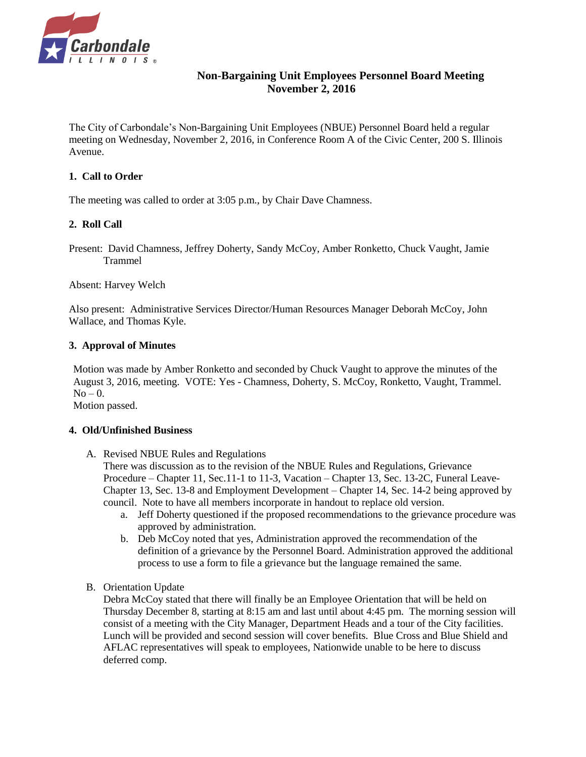# Non-Bargaining Unit Employees Personnel Board Meeting
## November 2, 2016

The City of Carbondale's Non-Bargaining Unit Employees (NBUE) Personnel Board held a regular meeting on Wednesday, November 2, 2016, in Conference Room A of the Civic Center, 200 S. Illinois Avenue.

### 1. Call to Order

The meeting was called to order at 3:05 p.m., by Chair Dave Chamness.

### 2. Roll Call

Present: David Chamness, Jeffrey Doherty, Sandy McCoy, Amber Ronketto, Chuck Vaught, Jamie Trammel

Absent: Harvey Welch

Also present: Administrative Services Director/Human Resources Manager Deborah McCoy, John Wallace, and Thomas Kyle.

### 3. Approval of Minutes

Motion was made by Amber Ronketto and seconded by Chuck Vaught to approve the minutes of the August 3, 2016, meeting. VOTE: Yes - Chamness, Doherty, S. McCoy, Ronketto, Vaught, Trammel. No – 0.
Motion passed.

### 4. Old/Unfinished Business

A. Revised NBUE Rules and Regulations
There was discussion as to the revision of the NBUE Rules and Regulations, Grievance Procedure – Chapter 11, Sec.11-1 to 11-3, Vacation – Chapter 13, Sec. 13-2C, Funeral Leave-Chapter 13, Sec. 13-8 and Employment Development – Chapter 14, Sec. 14-2 being approved by council. Note to have all members incorporate in handout to replace old version.

   a. Jeff Doherty questioned if the proposed recommendations to the grievance procedure was approved by administration.
   b. Deb McCoy noted that yes, Administration approved the recommendation of the definition of a grievance by the Personnel Board. Administration approved the additional process to use a form to file a grievance but the language remained the same.

B. Orientation Update
Debra McCoy stated that there will finally be an Employee Orientation that will be held on Thursday December 8, starting at 8:15 am and last until about 4:45 pm. The morning session will consist of a meeting with the City Manager, Department Heads and a tour of the City facilities. Lunch will be provided and second session will cover benefits. Blue Cross and Blue Shield and AFLAC representatives will speak to employees, Nationwide unable to be here to discuss deferred comp.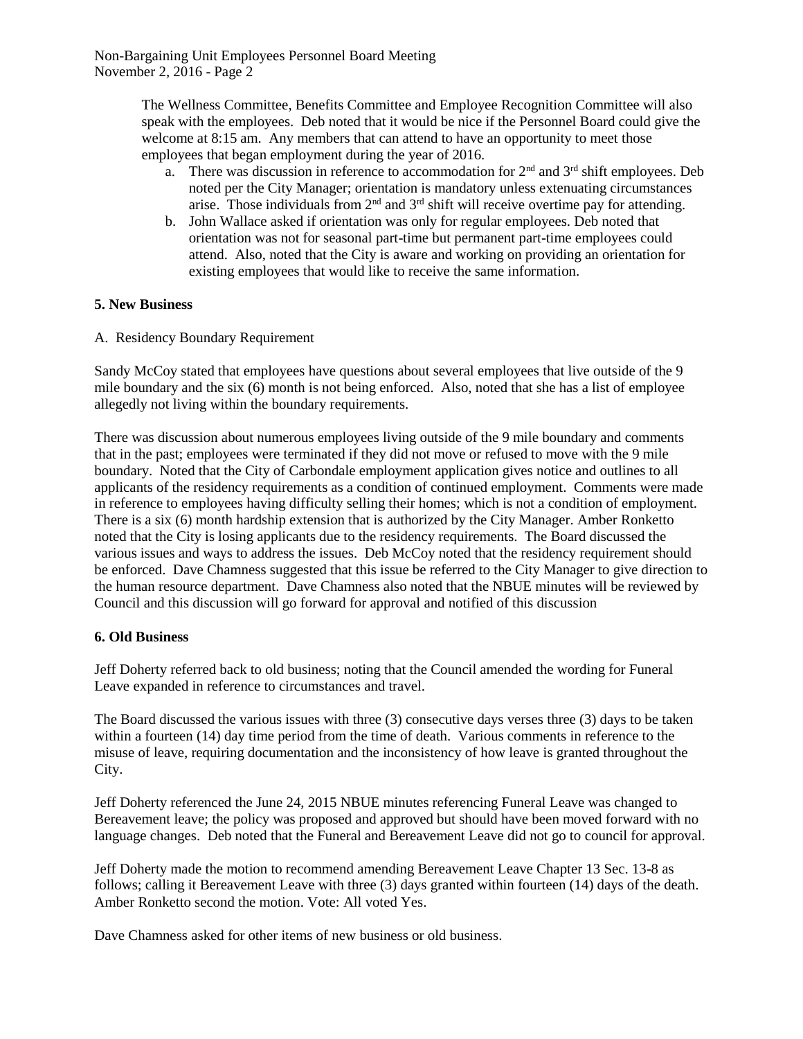The Wellness Committee, Benefits Committee and Employee Recognition Committee will also speak with the employees. Deb noted that it would be nice if the Personnel Board could give the welcome at 8:15 am. Any members that can attend to have an opportunity to meet those employees that began employment during the year of 2016.

a. There was discussion in reference to accommodation for 2nd and 3rd shift employees. Deb noted per the City Manager; orientation is mandatory unless extenuating circumstances arise. Those individuals from 2nd and 3rd shift will receive overtime pay for attending.
b. John Wallace asked if orientation was only for regular employees. Deb noted that orientation was not for seasonal part-time but permanent part-time employees could attend. Also, noted that the City is aware and working on providing an orientation for existing employees that would like to receive the same information.

**5. New Business**

A. Residency Boundary Requirement

Sandy McCoy stated that employees have questions about several employees that live outside of the 9 mile boundary and the six (6) month is not being enforced. Also, noted that she has a list of employee allegedly not living within the boundary requirements.

There was discussion about numerous employees living outside of the 9 mile boundary and comments that in the past; employees were terminated if they did not move or refused to move with the 9 mile boundary. Noted that the City of Carbondale employment application gives notice and outlines to all applicants of the residency requirements as a condition of continued employment. Comments were made in reference to employees having difficulty selling their homes; which is not a condition of employment. There is a six (6) month hardship extension that is authorized by the City Manager. Amber Ronketto noted that the City is losing applicants due to the residency requirements. The Board discussed the various issues and ways to address the issues. Deb McCoy noted that the residency requirement should be enforced. Dave Chamness suggested that this issue be referred to the City Manager to give direction to the human resource department. Dave Chamness also noted that the NBUE minutes will be reviewed by Council and this discussion will go forward for approval and notified of this discussion

**6. Old Business**

Jeff Doherty referred back to old business; noting that the Council amended the wording for Funeral Leave expanded in reference to circumstances and travel.

The Board discussed the various issues with three (3) consecutive days verses three (3) days to be taken within a fourteen (14) day time period from the time of death. Various comments in reference to the misuse of leave, requiring documentation and the inconsistency of how leave is granted throughout the City.

Jeff Doherty referenced the June 24, 2015 NBUE minutes referencing Funeral Leave was changed to Bereavement leave; the policy was proposed and approved but should have been moved forward with no language changes. Deb noted that the Funeral and Bereavement Leave did not go to council for approval.

Jeff Doherty made the motion to recommend amending Bereavement Leave Chapter 13 Sec. 13-8 as follows; calling it Bereavement Leave with three (3) days granted within fourteen (14) days of the death. Amber Ronketto second the motion. Vote: All voted Yes.

Dave Chamness asked for other items of new business or old business.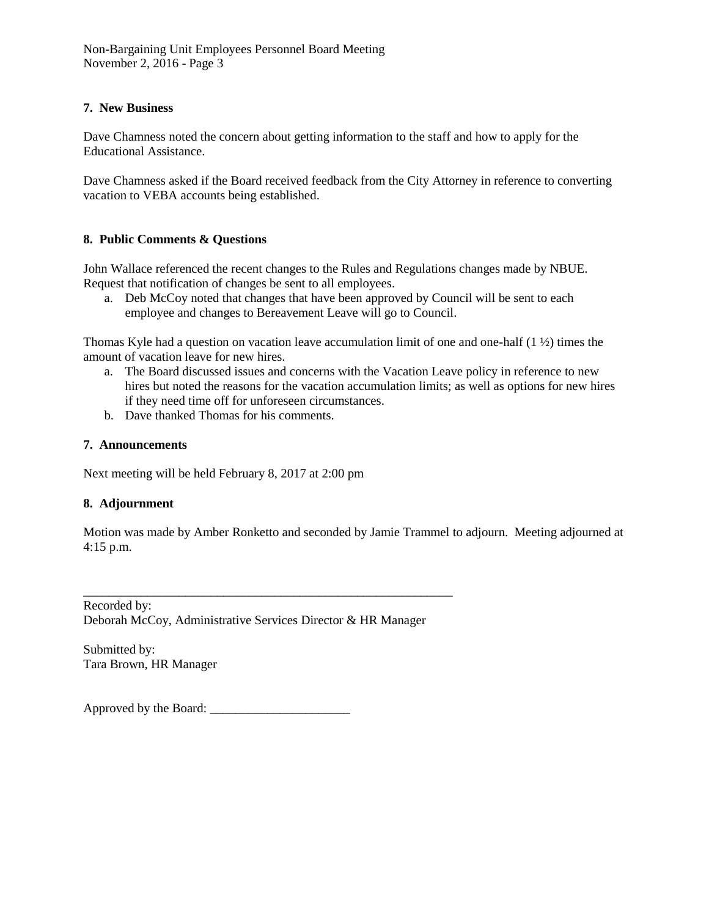### 7. New Business

Dave Chamness noted the concern about getting information to the staff and how to apply for the Educational Assistance.

Dave Chamness asked if the Board received feedback from the City Attorney in reference to converting vacation to VEBA accounts being established.

### 8. Public Comments & Questions

John Wallace referenced the recent changes to the Rules and Regulations changes made by NBUE. Request that notification of changes be sent to all employees.

a. Deb McCoy noted that changes that have been approved by Council will be sent to each employee and changes to Bereavement Leave will go to Council.

Thomas Kyle had a question on vacation leave accumulation limit of one and one-half (1 ½) times the amount of vacation leave for new hires.

a. The Board discussed issues and concerns with the Vacation Leave policy in reference to new hires but noted the reasons for the vacation accumulation limits; as well as options for new hires if they need time off for unforeseen circumstances.
b. Dave thanked Thomas for his comments.

### 7. Announcements

Next meeting will be held February 8, 2017 at 2:00 pm

### 8. Adjournment

Motion was made by Amber Ronketto and seconded by Jamie Trammel to adjourn. Meeting adjourned at 4:15 p.m.

\_\_\_\_\_\_\_\_\_\_\_\_\_\_\_\_\_\_\_\_\_\_\_\_\_\_\_\_\_\_\_\_\_\_\_\_\_\_\_\_\_\_\_\_\_\_\_\_\_\_\_\_\_\_\_\_\_\_

Recorded by:
Deborah McCoy, Administrative Services Director & HR Manager

Submitted by:
Tara Brown, HR Manager

Approved by the Board: \_\_\_\_\_\_\_\_\_\_\_\_\_\_\_\_\_\_\_\_\_\_